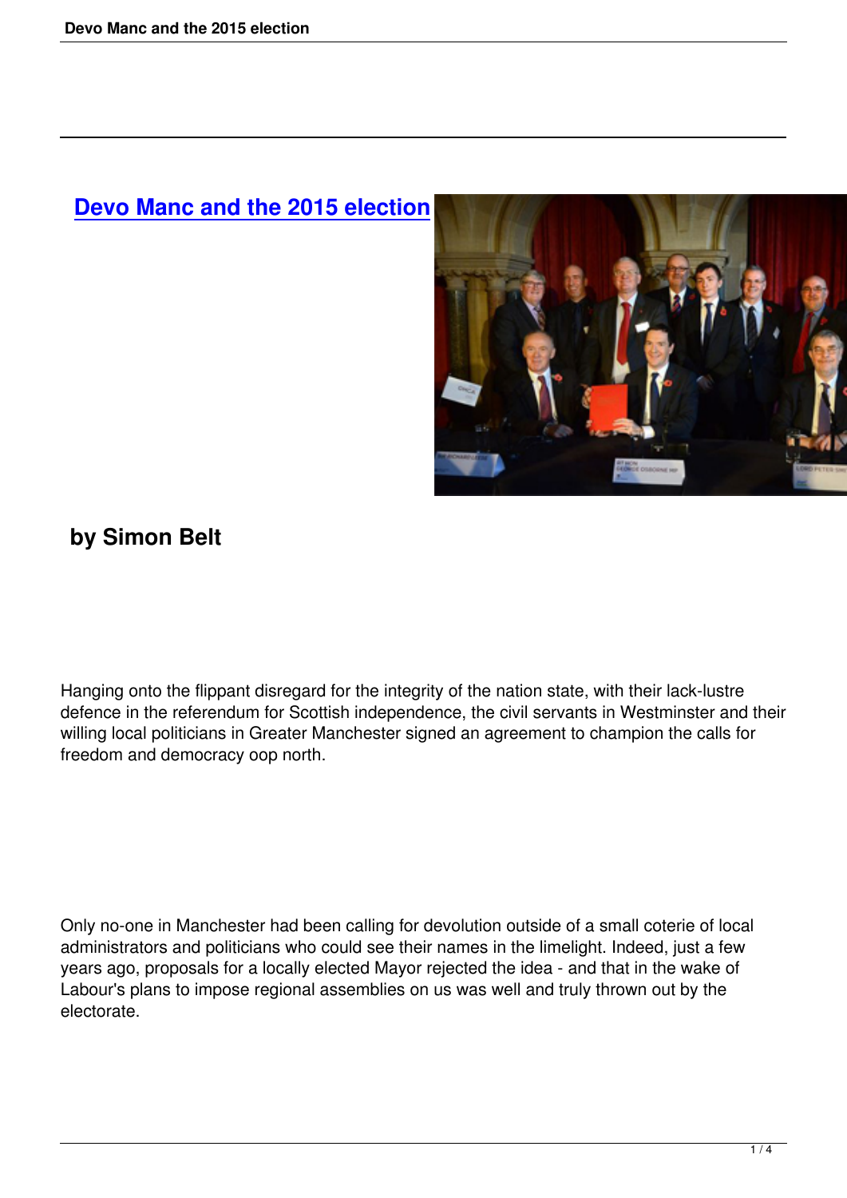# Devo Manc and the 2015 election

## by Simon Belt

Hanging onto the flippant disregard for the integrity of the nation state, with their lack-lustre defence in the referendum for Scottish independence, the civil servants in Westminster and their willing local politicians in Greater Manchester signed an agreement to champion the calls for freedom and democracy oop north.

Only no-one in Manchester had been calling for devolution outside of a small coterie of local administrators and politicians who could see their names in the limelight. Indeed, just a few years ago, proposals for a locally elected Mayor rejected the idea - and that in the wake of Labour's plans to impose regional assemblies on us was well and truly thrown out by the electorate.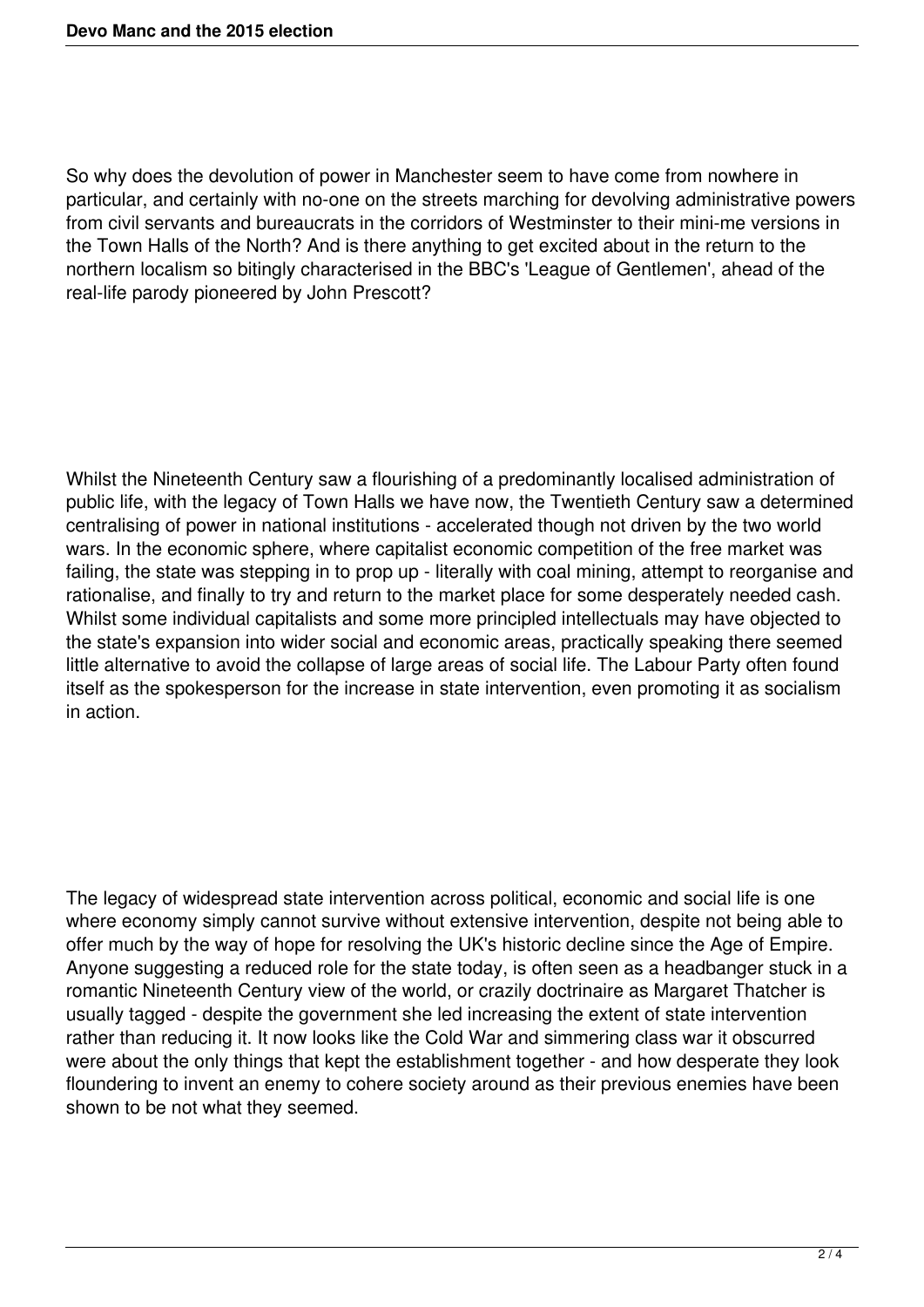So why does the devolution of power in Manchester seem to have come from nowhere in particular, and certainly with no-one on the streets marching for devolving administrative powers from civil servants and bureaucrats in the corridors of Westminster to their mini-me versions in the Town Halls of the North? And is there anything to get excited about in the return to the northern localism so bitingly characterised in the BBC's 'League of Gentlemen', ahead of the real-life parody pioneered by John Prescott?

Whilst the Nineteenth Century saw a flourishing of a predominantly localised administration of public life, with the legacy of Town Halls we have now, the Twentieth Century saw a determined centralising of power in national institutions - accelerated though not driven by the two world wars. In the economic sphere, where capitalist economic competition of the free market was failing, the state was stepping in to prop up - literally with coal mining, attempt to reorganise and rationalise, and finally to try and return to the market place for some desperately needed cash. Whilst some individual capitalists and some more principled intellectuals may have objected to the state's expansion into wider social and economic areas, practically speaking there seemed little alternative to avoid the collapse of large areas of social life. The Labour Party often found itself as the spokesperson for the increase in state intervention, even promoting it as socialism in action.

The legacy of widespread state intervention across political, economic and social life is one where economy simply cannot survive without extensive intervention, despite not being able to offer much by the way of hope for resolving the UK's historic decline since the Age of Empire. Anyone suggesting a reduced role for the state today, is often seen as a headbanger stuck in a romantic Nineteenth Century view of the world, or crazily doctrinaire as Margaret Thatcher is usually tagged - despite the government she led increasing the extent of state intervention rather than reducing it. It now looks like the Cold War and simmering class war it obscurred were about the only things that kept the establishment together - and how desperate they look floundering to invent an enemy to cohere society around as their previous enemies have been shown to be not what they seemed.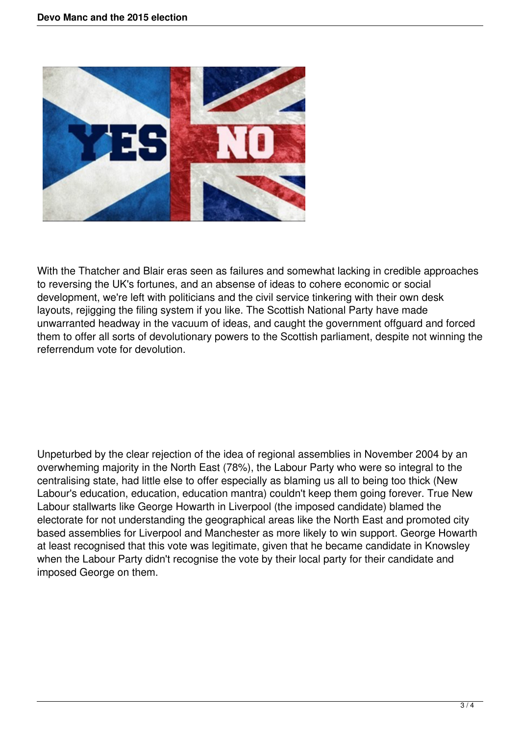With the Thatcher and Blair eras seen as failures and somewhat lacking in credible approaches to reversing the UK's fortunes, and an absense of ideas to cohere economic or social development, we're left with politicians and the civil service tinkering with their own desk layouts, rejigging the filing system if you like. The Scottish National Party have made unwarranted headway in the vacuum of ideas, and caught the government offguard and forced them to offer all sorts of devolutionary powers to the Scottish parliament, despite not winning the referrendum vote for devolution.

Unpeturbed by the clear rejection of the idea of regional assemblies in November 2004 by an overwheming majority in the North East (78%), the Labour Party who were so integral to the centralising state, had little else to offer especially as blaming us all to being too thick (New Labour's education, education, education mantra) couldn't keep them going forever. True New Labour stallwarts like George Howarth in Liverpool (the imposed candidate) blamed the electorate for not understanding the geographical areas like the North East and promoted city based assemblies for Liverpool and Manchester as more likely to win support. George Howarth at least recognised that this vote was legitimate, given that he became candidate in Knowsley when the Labour Party didn't recognise the vote by their local party for their candidate and imposed George on them.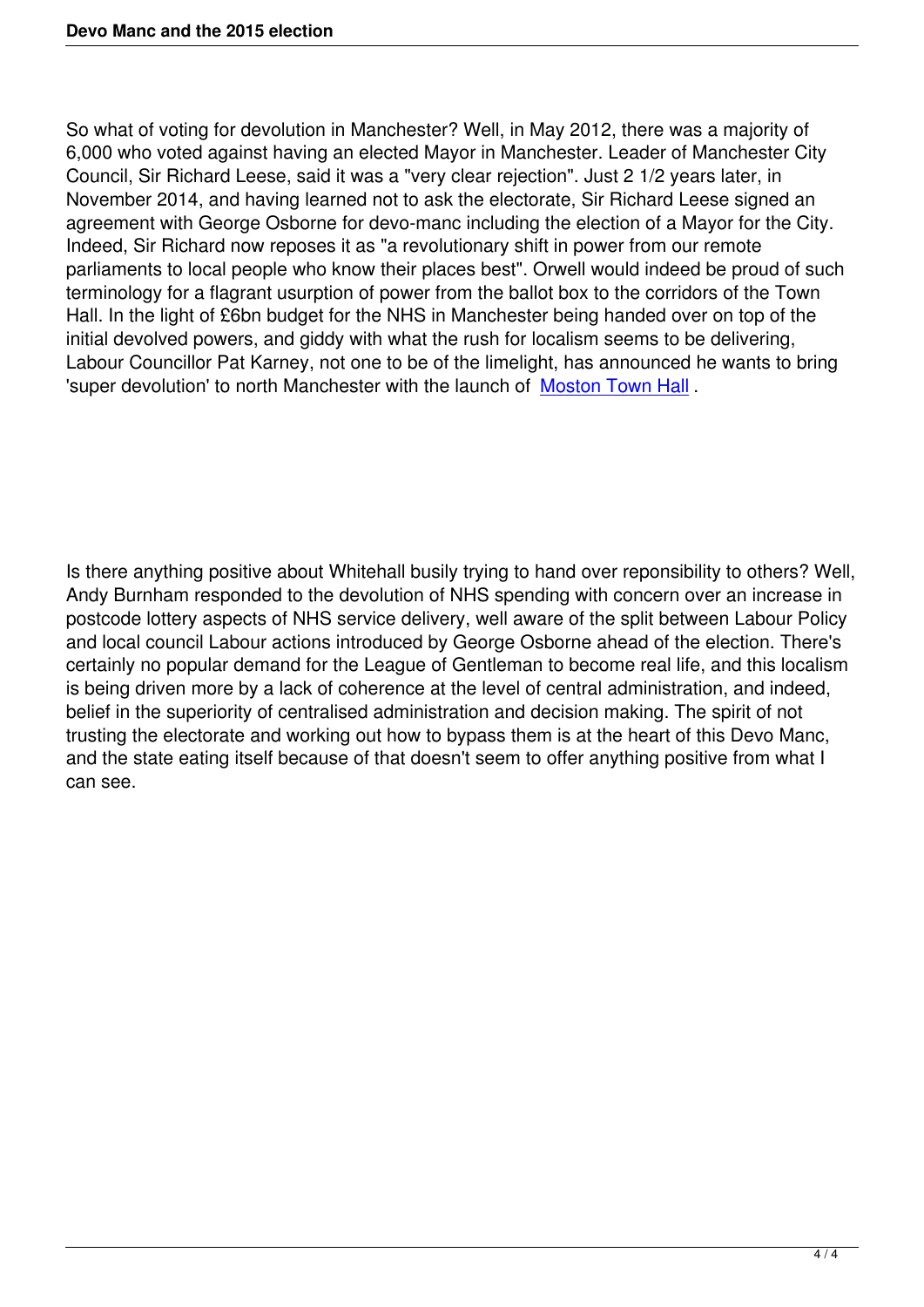So what of voting for devolution in Manchester? Well, in May 2012, there was a majority of 6,000 who voted against having an elected Mayor in Manchester. Leader of Manchester City Council, Sir Richard Leese, said it was a "very clear rejection". Just 2 1/2 years later, in November 2014, and having learned not to ask the electorate, Sir Richard Leese signed an agreement with George Osborne for devo-manc including the election of a Mayor for the City. Indeed, Sir Richard now reposes it as "a revolutionary shift in power from our remote parliaments to local people who know their places best". Orwell would indeed be proud of such terminology for a flagrant usurption of power from the ballot box to the corridors of the Town Hall. In the light of £6bn budget for the NHS in Manchester being handed over on top of the initial devolved powers, and giddy with what the rush for localism seems to be delivering, Labour Councillor Pat Karney, not one to be of the limelight, has announced he wants to bring 'super devolution' to north Manchester with the launch of Moston Town Hall .

Is there anything positive about Whitehall busily trying to hand over reponsibility to others? Well, Andy Burnham responded to the devolution of NHS spending with concern over an increase in postcode lottery aspects of NHS service delivery, well aware of the split between Labour Policy and local council Labour actions introduced by George Osborne ahead of the election. There's certainly no popular demand for the League of Gentleman to become real life, and this localism is being driven more by a lack of coherence at the level of central administration, and indeed, belief in the superiority of centralised administration and decision making. The spirit of not trusting the electorate and working out how to bypass them is at the heart of this Devo Manc, and the state eating itself because of that doesn't seem to offer anything positive from what I can see.